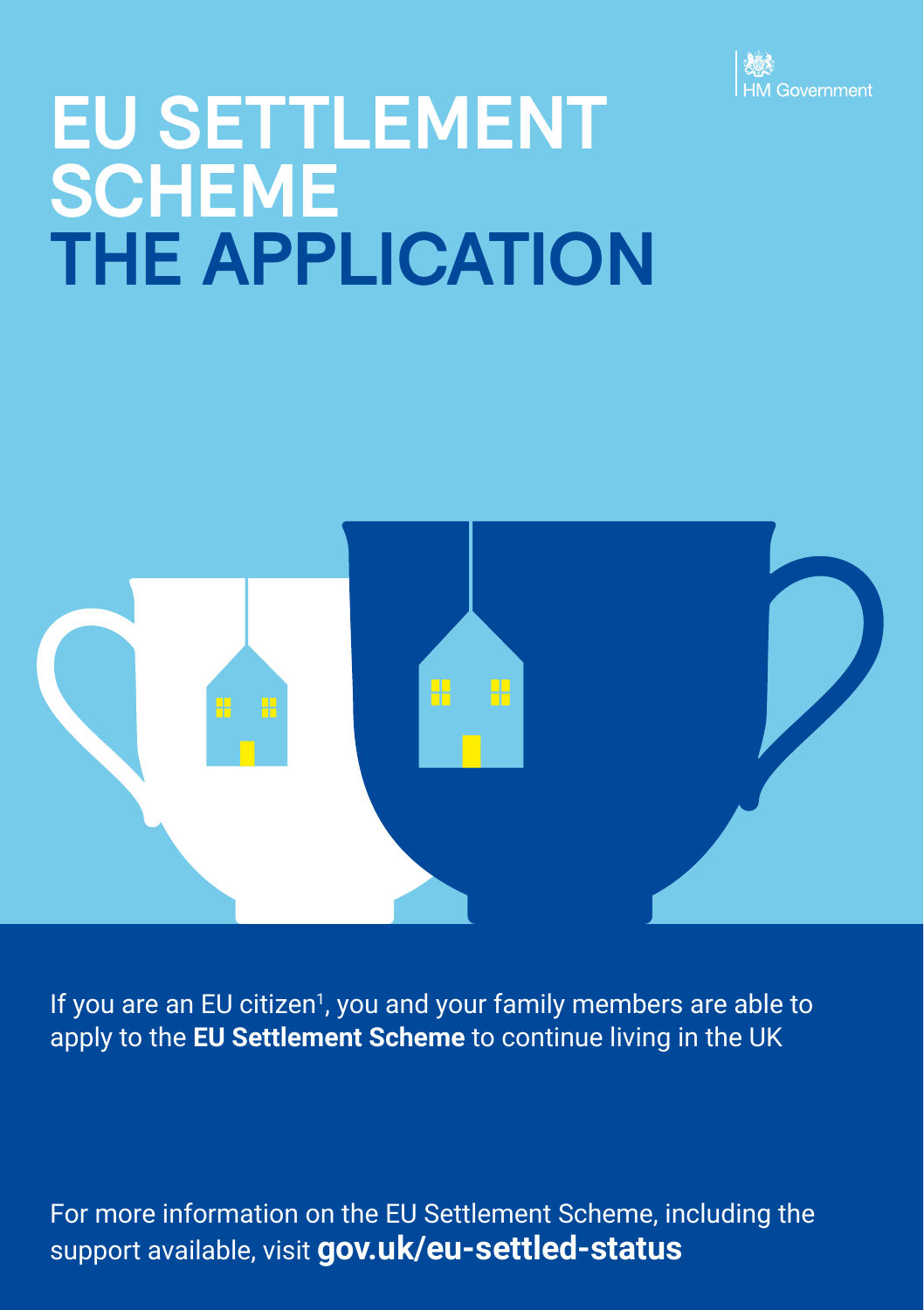HM Government

# EU SETTLEMENT SCHEME THE APPLICATION

If you are an EU citizen[1], you and your family members are able to apply to the **EU Settlement Scheme** to continue living in the UK

For more information on the EU Settlement Scheme, including the support available, visit **gov.uk/eu-settled-status**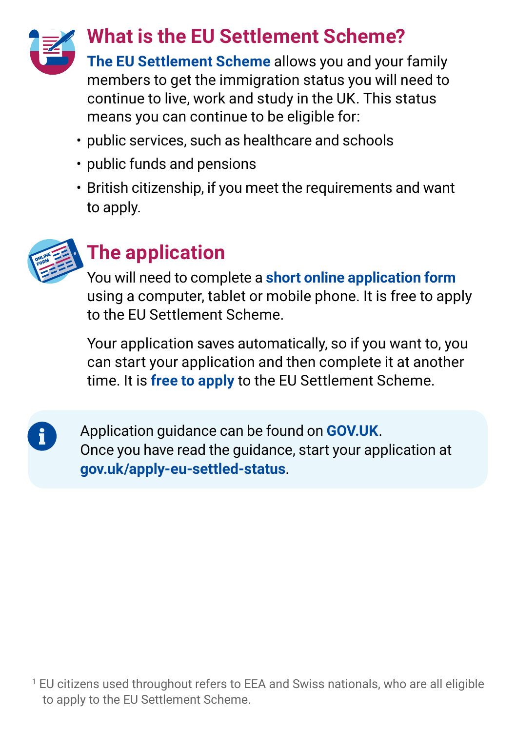## What is the EU Settlement Scheme?

**The EU Settlement Scheme** allows you and your family members to get the immigration status you will need to continue to live, work and study in the UK. This status means you can continue to be eligible for:

- public services, such as healthcare and schools
- public funds and pensions
- British citizenship, if you meet the requirements and want to apply.

## The application

You will need to complete a **short online application form** using a computer, tablet or mobile phone. It is free to apply to the EU Settlement Scheme.

Your application saves automatically, so if you want to, you can start your application and then complete it at another time. It is **free to apply** to the EU Settlement Scheme.

Application guidance can be found on **GOV.UK**.
Once you have read the guidance, start your application at **gov.uk/apply-eu-settled-status**.

[1] EU citizens used throughout refers to EEA and Swiss nationals, who are all eligible to apply to the EU Settlement Scheme.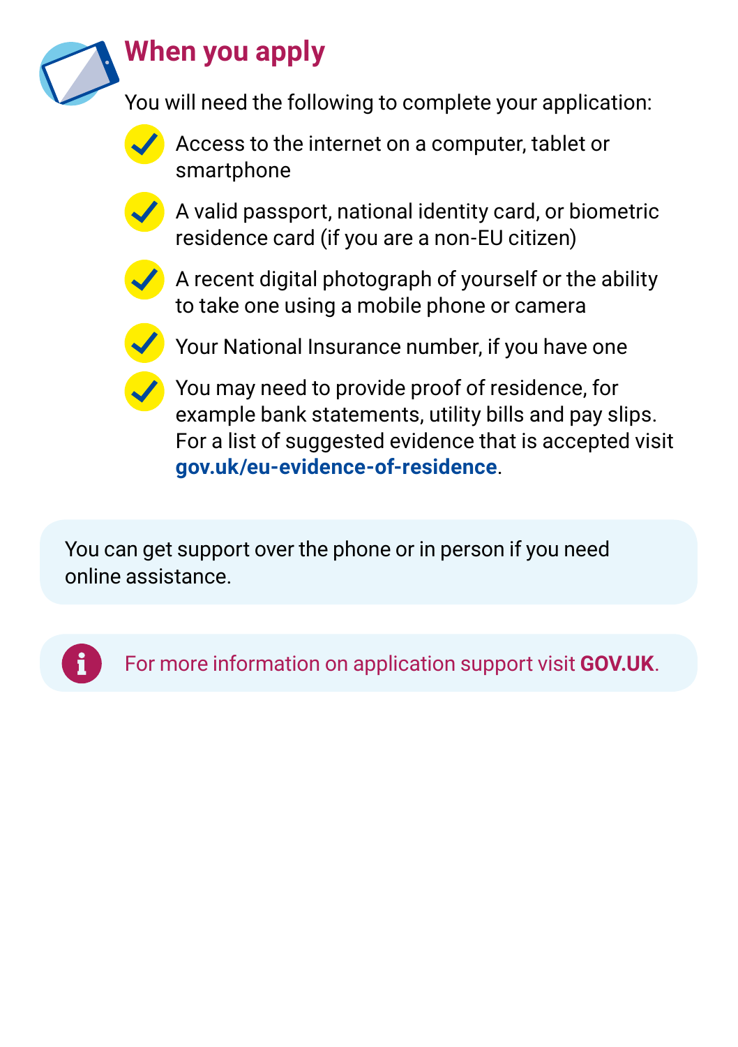## When you apply

You will need the following to complete your application:

- Access to the internet on a computer, tablet or smartphone
- A valid passport, national identity card, or biometric residence card (if you are a non-EU citizen)
- A recent digital photograph of yourself or the ability to take one using a mobile phone or camera
- Your National Insurance number, if you have one
- You may need to provide proof of residence, for example bank statements, utility bills and pay slips. For a list of suggested evidence that is accepted visit **gov.uk/eu-evidence-of-residence**.

You can get support over the phone or in person if you need online assistance.

For more information on application support visit **GOV.UK**.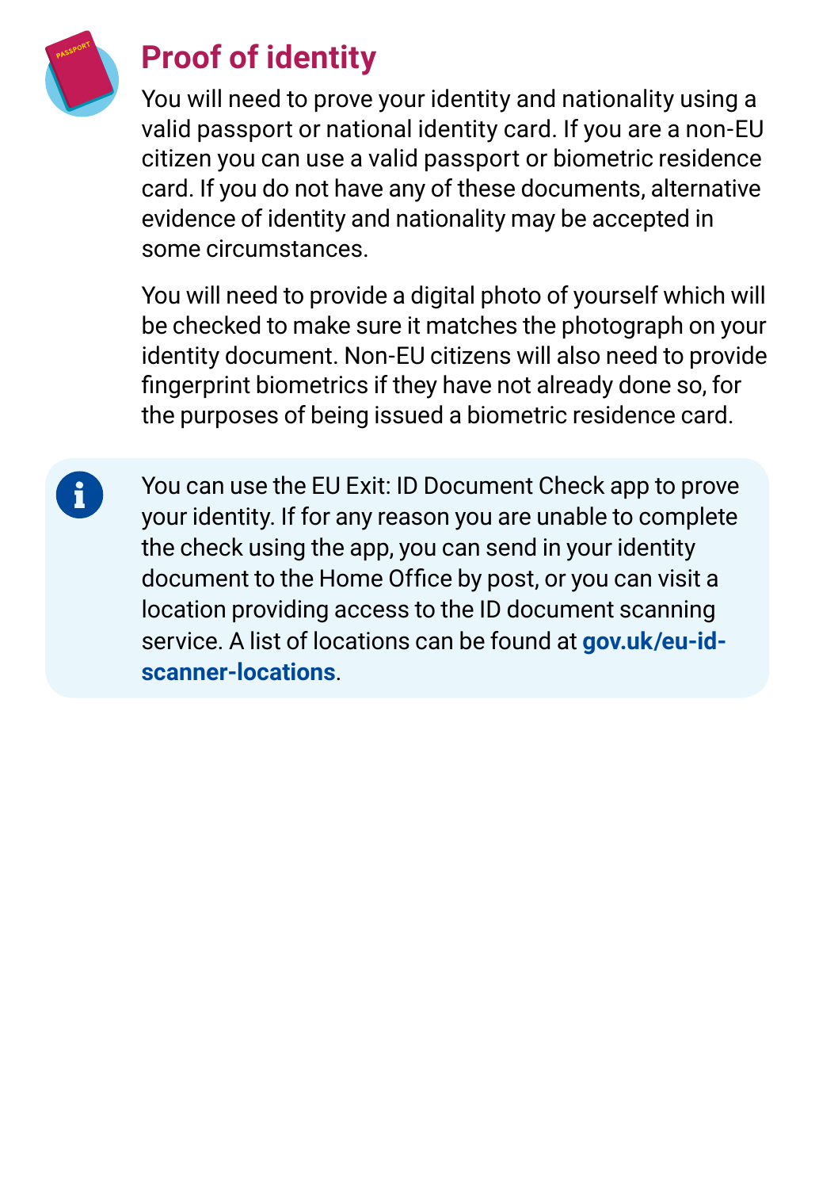## Proof of identity

You will need to prove your identity and nationality using a valid passport or national identity card. If you are a non-EU citizen you can use a valid passport or biometric residence card. If you do not have any of these documents, alternative evidence of identity and nationality may be accepted in some circumstances.

You will need to provide a digital photo of yourself which will be checked to make sure it matches the photograph on your identity document. Non-EU citizens will also need to provide fingerprint biometrics if they have not already done so, for the purposes of being issued a biometric residence card.

> You can use the EU Exit: ID Document Check app to prove your identity. If for any reason you are unable to complete the check using the app, you can send in your identity document to the Home Office by post, or you can visit a location providing access to the ID document scanning service. A list of locations can be found at **gov.uk/eu-id-scanner-locations**.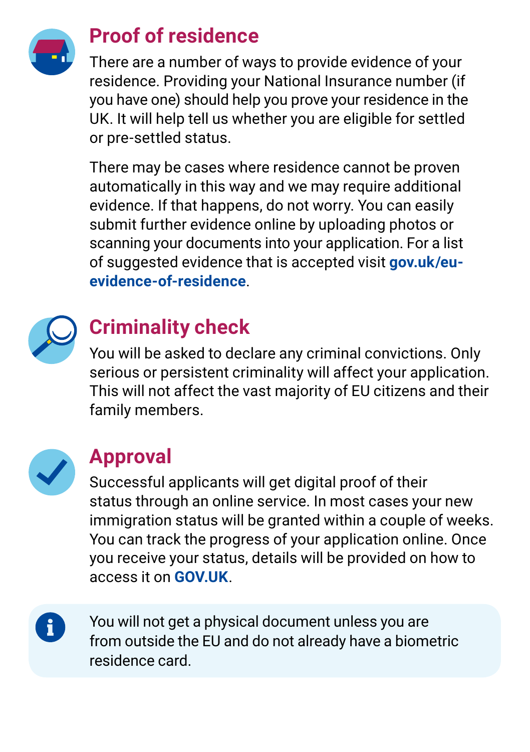## Proof of residence

There are a number of ways to provide evidence of your residence. Providing your National Insurance number (if you have one) should help you prove your residence in the UK. It will help tell us whether you are eligible for settled or pre-settled status.

There may be cases where residence cannot be proven automatically in this way and we may require additional evidence. If that happens, do not worry. You can easily submit further evidence online by uploading photos or scanning your documents into your application. For a list of suggested evidence that is accepted visit **gov.uk/eu-evidence-of-residence**.

## Criminality check

You will be asked to declare any criminal convictions. Only serious or persistent criminality will affect your application. This will not affect the vast majority of EU citizens and their family members.

## Approval

Successful applicants will get digital proof of their status through an online service. In most cases your new immigration status will be granted within a couple of weeks. You can track the progress of your application online. Once you receive your status, details will be provided on how to access it on **GOV.UK**.

You will not get a physical document unless you are from outside the EU and do not already have a biometric residence card.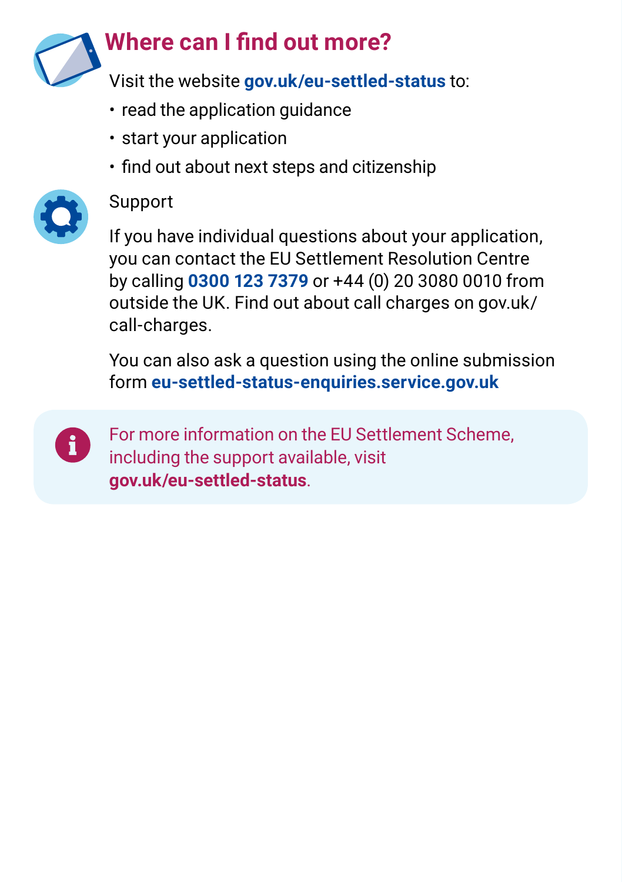## Where can I find out more?

Visit the website **gov.uk/eu-settled-status** to:

- read the application guidance
- start your application
- find out about next steps and citizenship

Support

If you have individual questions about your application, you can contact the EU Settlement Resolution Centre by calling **0300 123 7379** or +44 (0) 20 3080 0010 from outside the UK. Find out about call charges on gov.uk/call-charges.

You can also ask a question using the online submission form **eu-settled-status-enquiries.service.gov.uk**

For more information on the EU Settlement Scheme, including the support available, visit **gov.uk/eu-settled-status**.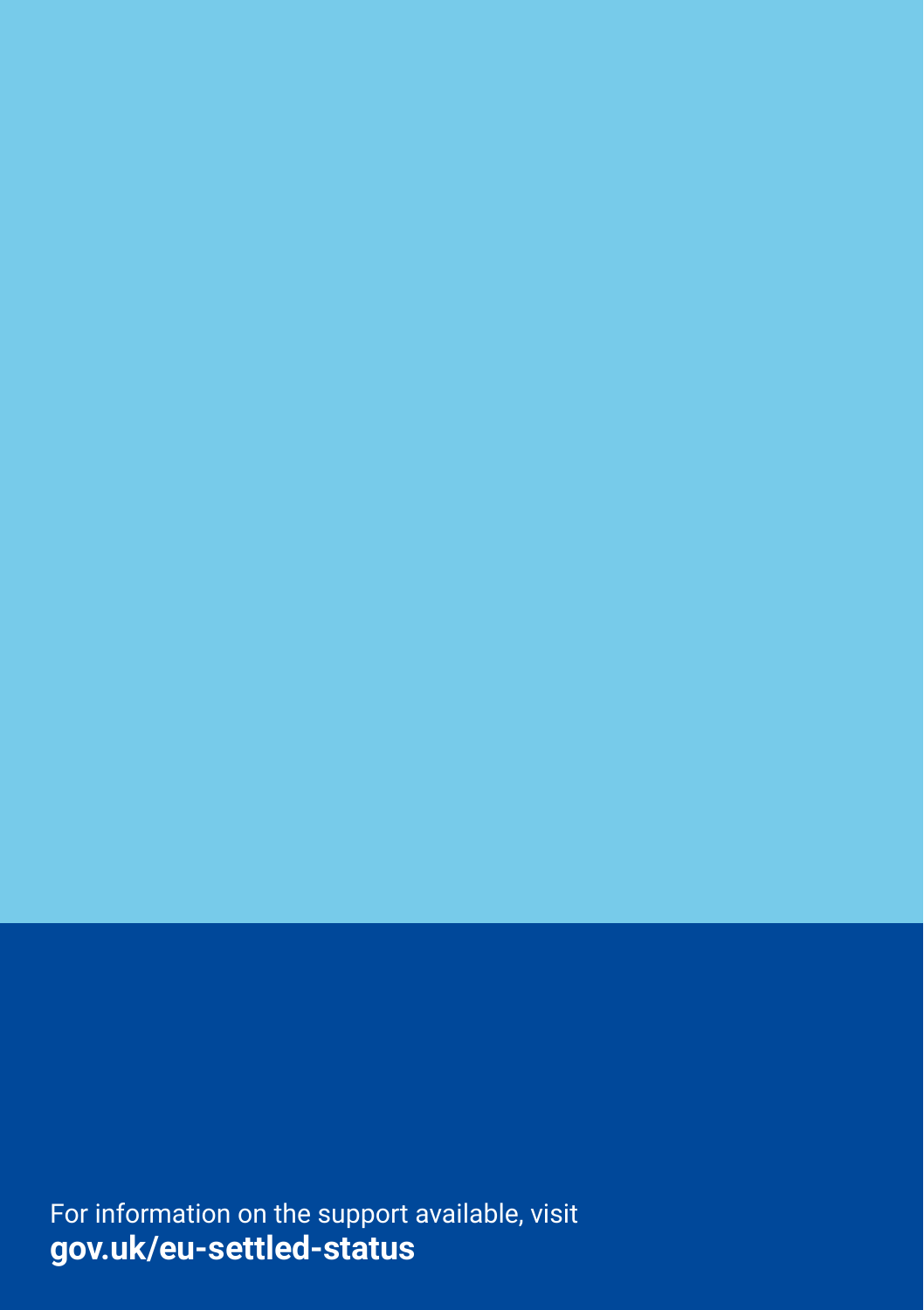For information on the support available, visit
**gov.uk/eu-settled-status**